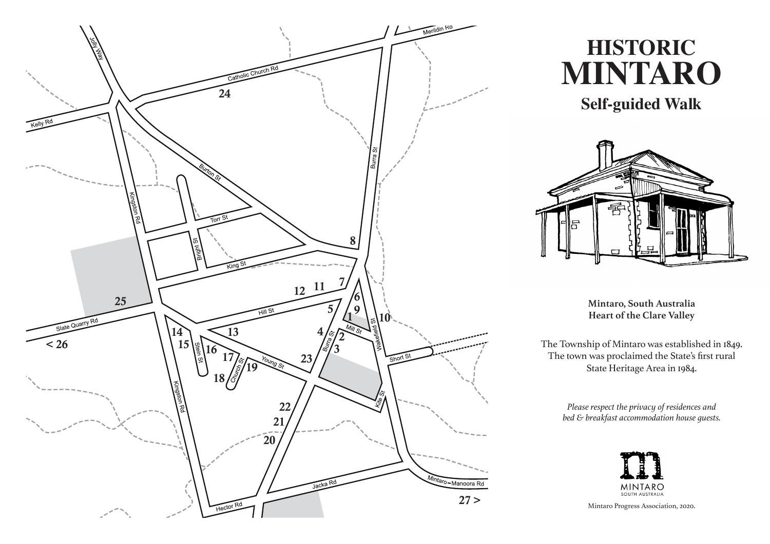# HISTORIC MINTARO

## Self-guided Walk

**Mintaro, South Australia**
**Heart of the Clare Valley**

The Township of Mintaro was established in 1849. The town was proclaimed the State's first rural State Heritage Area in 1984.

*Please respect the privacy of residences and bed & breakfast accommodation house guests.*

MINTARO
SOUTH AUSTRALIA

Mintaro Progress Association, 2020.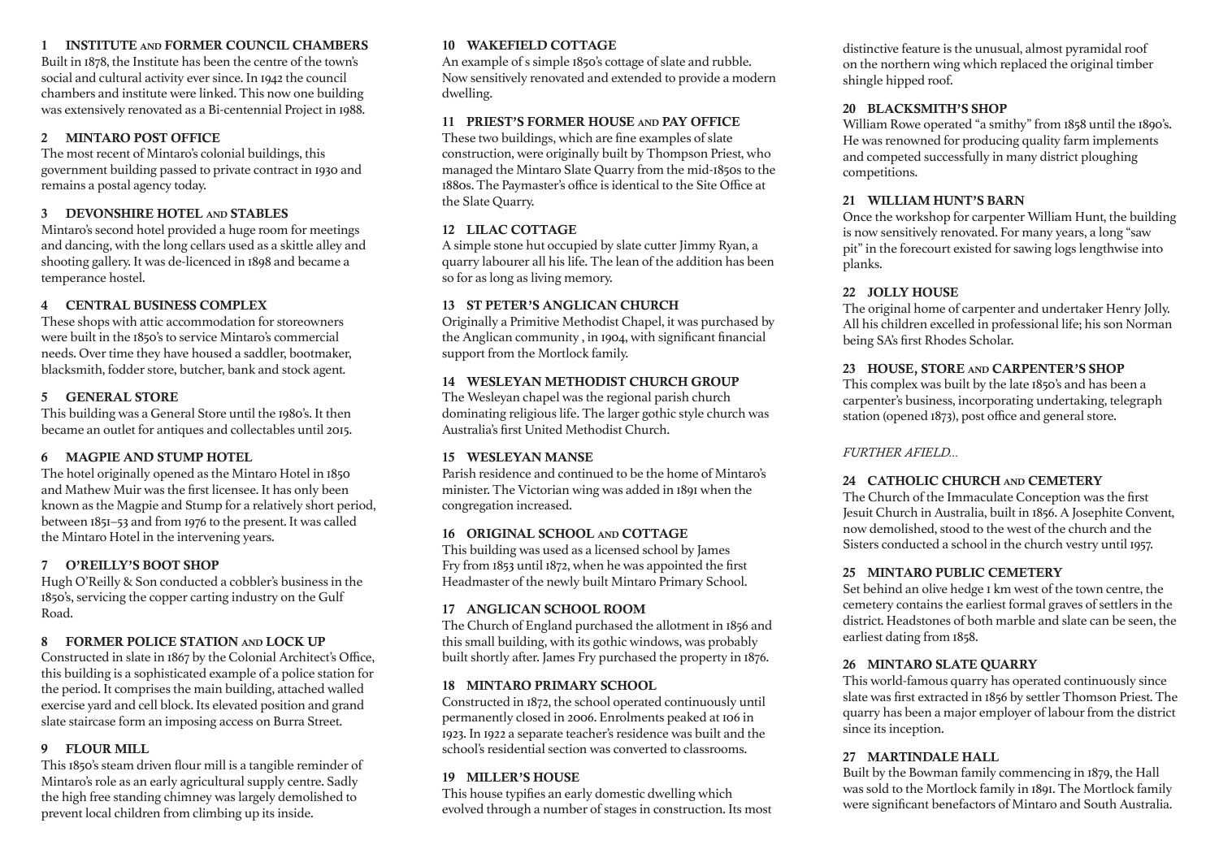### 1 INSTITUTE AND FORMER COUNCIL CHAMBERS

Built in 1878, the Institute has been the centre of the town's social and cultural activity ever since. In 1942 the council chambers and institute were linked. This now one building was extensively renovated as a Bi-centennial Project in 1988.

### 2 MINTARO POST OFFICE

The most recent of Mintaro's colonial buildings, this government building passed to private contract in 1930 and remains a postal agency today.

### 3 DEVONSHIRE HOTEL AND STABLES

Mintaro's second hotel provided a huge room for meetings and dancing, with the long cellars used as a skittle alley and shooting gallery. It was de-licenced in 1898 and became a temperance hostel.

### 4 CENTRAL BUSINESS COMPLEX

These shops with attic accommodation for storeowners were built in the 1850's to service Mintaro's commercial needs. Over time they have housed a saddler, bootmaker, blacksmith, fodder store, butcher, bank and stock agent.

### 5 GENERAL STORE

This building was a General Store until the 1980's. It then became an outlet for antiques and collectables until 2015.

### 6 MAGPIE AND STUMP HOTEL

The hotel originally opened as the Mintaro Hotel in 1850 and Mathew Muir was the first licensee. It has only been known as the Magpie and Stump for a relatively short period, between 1851–53 and from 1976 to the present. It was called the Mintaro Hotel in the intervening years.

### 7 O'REILLY'S BOOT SHOP

Hugh O'Reilly & Son conducted a cobbler's business in the 1850's, servicing the copper carting industry on the Gulf Road.

### 8 FORMER POLICE STATION AND LOCK UP

Constructed in slate in 1867 by the Colonial Architect's Office, this building is a sophisticated example of a police station for the period. It comprises the main building, attached walled exercise yard and cell block. Its elevated position and grand slate staircase form an imposing access on Burra Street.

### 9 FLOUR MILL

This 1850's steam driven flour mill is a tangible reminder of Mintaro's role as an early agricultural supply centre. Sadly the high free standing chimney was largely demolished to prevent local children from climbing up its inside.

### 10 WAKEFIELD COTTAGE

An example of s simple 1850's cottage of slate and rubble. Now sensitively renovated and extended to provide a modern dwelling.

### 11 PRIEST'S FORMER HOUSE AND PAY OFFICE

These two buildings, which are fine examples of slate construction, were originally built by Thompson Priest, who managed the Mintaro Slate Quarry from the mid-1850s to the 1880s. The Paymaster's office is identical to the Site Office at the Slate Quarry.

### 12 LILAC COTTAGE

A simple stone hut occupied by slate cutter Jimmy Ryan, a quarry labourer all his life. The lean of the addition has been so for as long as living memory.

### 13 ST PETER'S ANGLICAN CHURCH

Originally a Primitive Methodist Chapel, it was purchased by the Anglican community , in 1904, with significant financial support from the Mortlock family.

### 14 WESLEYAN METHODIST CHURCH GROUP

The Wesleyan chapel was the regional parish church dominating religious life. The larger gothic style church was Australia's first United Methodist Church.

### 15 WESLEYAN MANSE

Parish residence and continued to be the home of Mintaro's minister. The Victorian wing was added in 1891 when the congregation increased.

### 16 ORIGINAL SCHOOL AND COTTAGE

This building was used as a licensed school by James Fry from 1853 until 1872, when he was appointed the first Headmaster of the newly built Mintaro Primary School.

### 17 ANGLICAN SCHOOL ROOM

The Church of England purchased the allotment in 1856 and this small building, with its gothic windows, was probably built shortly after. James Fry purchased the property in 1876.

### 18 MINTARO PRIMARY SCHOOL

Constructed in 1872, the school operated continuously until permanently closed in 2006. Enrolments peaked at 106 in 1923. In 1922 a separate teacher's residence was built and the school's residential section was converted to classrooms.

### 19 MILLER'S HOUSE

This house typifies an early domestic dwelling which evolved through a number of stages in construction. Its most distinctive feature is the unusual, almost pyramidal roof on the northern wing which replaced the original timber shingle hipped roof.

### 20 BLACKSMITH'S SHOP

William Rowe operated "a smithy" from 1858 until the 1890's. He was renowned for producing quality farm implements and competed successfully in many district ploughing competitions.

### 21 WILLIAM HUNT'S BARN

Once the workshop for carpenter William Hunt, the building is now sensitively renovated. For many years, a long "saw pit" in the forecourt existed for sawing logs lengthwise into planks.

### 22 JOLLY HOUSE

The original home of carpenter and undertaker Henry Jolly. All his children excelled in professional life; his son Norman being SA's first Rhodes Scholar.

### 23 HOUSE, STORE AND CARPENTER'S SHOP

This complex was built by the late 1850's and has been a carpenter's business, incorporating undertaking, telegraph station (opened 1873), post office and general store.

*FURTHER AFIELD...*

### 24 CATHOLIC CHURCH AND CEMETERY

The Church of the Immaculate Conception was the first Jesuit Church in Australia, built in 1856. A Josephite Convent, now demolished, stood to the west of the church and the Sisters conducted a school in the church vestry until 1957.

### 25 MINTARO PUBLIC CEMETERY

Set behind an olive hedge 1 km west of the town centre, the cemetery contains the earliest formal graves of settlers in the district. Headstones of both marble and slate can be seen, the earliest dating from 1858.

### 26 MINTARO SLATE QUARRY

This world-famous quarry has operated continuously since slate was first extracted in 1856 by settler Thomson Priest. The quarry has been a major employer of labour from the district since its inception.

### 27 MARTINDALE HALL

Built by the Bowman family commencing in 1879, the Hall was sold to the Mortlock family in 1891. The Mortlock family were significant benefactors of Mintaro and South Australia.